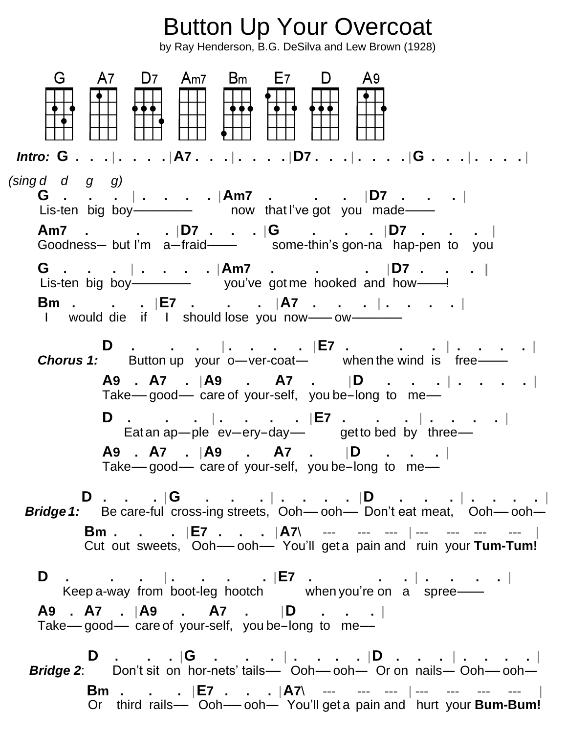# Button Up Your Overcoat

by Ray Henderson, B.G. DeSilva and Lew Brown (1928)

G A7 D7 Am7 Bm E7 D A9

```
Intro: G . . . | . . . . |A7 . . . | . . . . |D7 . . . | . . . . |G . . . | . . . . |

(sing d   d   g   g)
G   .   .   .  | .  .  .  .  |Am7   .    .   .  |D7  .   .   . |
Lis-ten big boy————          now  that I've got  you  made———

Am7   .     .    . |D7  .  .  . |G     .    .    . |D7  .   .   . |
Goodness– but I'm  a—fraid———      some-thin's gon-na  hap-pen to  you

G   .   .   .  | .  .  .  .  |Am7    .      .     . |D7  .   .   . |
Lis-ten big boy————          you've got me  hooked and  how———!

Bm  .     .    . |E7  .    .    . |A7  .   .   . | .  .  .  .  |
I   would die  if   I  should lose you  now——— ow————

         D   .    .    .  | .  .  .  .  |E7  .    .    . | .  .  .  . |
Chorus 1:   Button up  your o—ver-coat—      when the wind is   free———

         A9  .  A7  . |A9    .    A7   .    |D   .   .   . | .  .  .  . |
         Take— good—  care of your-self,  you be–long to  me—

         D   .    .    .  | .  .  .  .  |E7  .    .    . | .  .  .  . |
            Eat an ap—ple  ev—ery–day—      get to bed by  three—

         A9  .  A7  . |A9    .    A7   .    |D   .   .   . |
         Take— good—  care of your-self,  you be–long to  me—

       D  .  .  . |G   .   .   . | .  .  .  . |D   .   .   . | .  .  .  . |
Bridge 1:  Be care-ful cross-ing streets,  Ooh— ooh—  Don't eat meat,  Ooh— ooh—

       Bm .   .   . |E7 .  .  . |A7\  ---   ---  --- |---  ---  ---  --- |
       Cut out sweets,  Ooh—— ooh—  You'll get a pain and  ruin your Tum-Tum!

D   .    .    .  | .  .  .  .  |E7  .       .    . | .  .  .  . |
   Keep a-way from boot-leg hootch     when you're on  a   spree———

A9  .  A7  . |A9    .    A7   .    |D   .   .   . |
Take— good—  care of your-self,  you be–long to  me—

       D  .  .  . |G   .   .   . | .  .  .  . |D   .   .   . | .  .  .  . |
Bridge 2:  Don't sit on hor-nets' tails—  Ooh— ooh—  Or on nails— Ooh— ooh—

       Bm  .   .   . |E7 .  .  . |A7\  ---   ---  --- |---  ---  ---  --- |
       Or third rails—  Ooh—— ooh—  You'll get a pain and  hurt your Bum-Bum!
```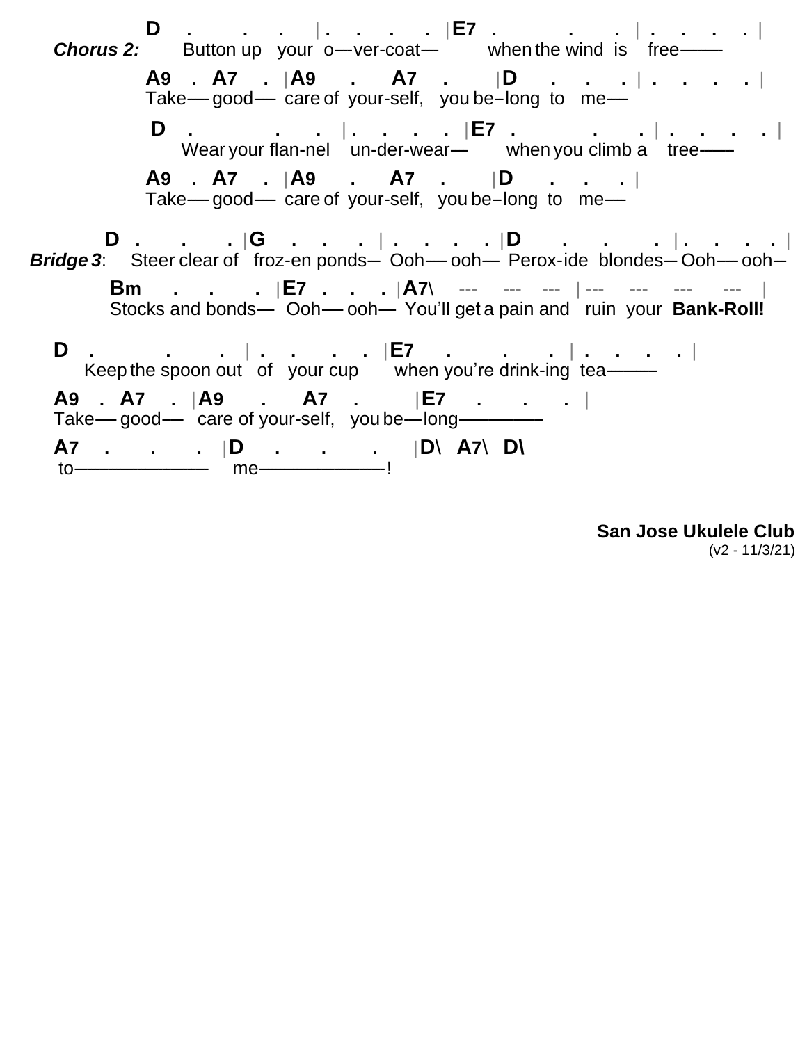**Chorus 2:**

```
     D    .     .   .   | .   .   .   .  |E7  .       .    .  | .   .   .   .  |
       Button up  your o—ver-coat—       when the wind is   free——
     A9  .  A7  .  |A9    .    A7   .    |D    .    .    .  | .   .   .   .  |
     Take— good— care of your-self,  you be–long to  me—
     D   .          .   .  | .   .   .   .  |E7  .        .    .  | .   .   .   .  |
       Wear your flan-nel   un-der-wear—      when you climb a   tree——
     A9  .  A7  .  |A9    .    A7   .    |D    .    .    .  |
     Take— good— care of your-self,  you be–long to  me—
```

***Bridge 3***:

```
     D  .     .    .  |G   .    .    .  | .   .   .   .  |D    .    .    .  | .   .   .   .  |
       Steer clear of  froz-en ponds– Ooh— ooh— Perox-ide blondes– Ooh— ooh–
     Bm    .    .    .  |E7  .   .   .  |A7\   ---   ---   ---  | ---   ---   ---   ---  |
     Stocks and bonds— Ooh— ooh— You'll get a pain and  ruin your Bank-Roll!
```

```
D   .         .      .  | .   .   .   .  |E7    .      .     .  | .   .   .   .  |
  Keep the spoon out  of  your cup       when you're drink-ing tea———
A9  .  A7  .  |A9    .    A7   .       |E7    .     .     .  |
Take— good—  care of your-self,  you be—long————
A7   .     .     .  |D    .     .     .    |D\  A7\  D\
to————————      me————————!
```

**San Jose Ukulele Club**
(v2 - 11/3/21)